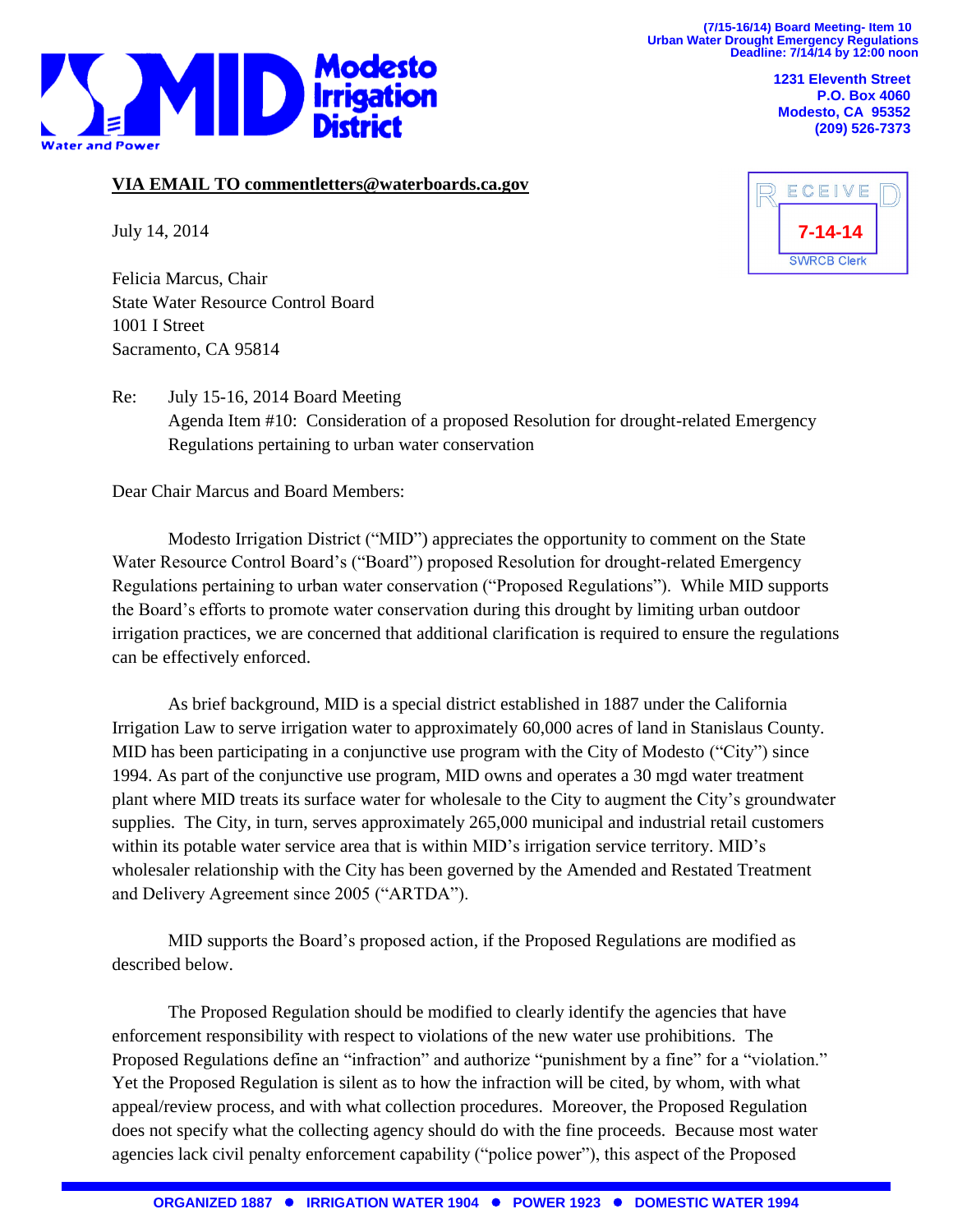(7/15-16/14) Board Meeting- Item 10
Urban Water Drought Emergency Regulations
Deadline: 7/14/14 by 12:00 noon

**Modesto Irrigation District**
Water and Power

1231 Eleventh Street
P.O. Box 4060
Modesto, CA 95352
(209) 526-7373

RECEIVED
7-14-14
SWRCB Clerk

**VIA EMAIL TO commentletters@waterboards.ca.gov**

July 14, 2014

Felicia Marcus, Chair
State Water Resource Control Board
1001 I Street
Sacramento, CA 95814

Re: July 15-16, 2014 Board Meeting
Agenda Item #10: Consideration of a proposed Resolution for drought-related Emergency Regulations pertaining to urban water conservation

Dear Chair Marcus and Board Members:

Modesto Irrigation District ("MID") appreciates the opportunity to comment on the State Water Resource Control Board's ("Board") proposed Resolution for drought-related Emergency Regulations pertaining to urban water conservation ("Proposed Regulations"). While MID supports the Board's efforts to promote water conservation during this drought by limiting urban outdoor irrigation practices, we are concerned that additional clarification is required to ensure the regulations can be effectively enforced.

As brief background, MID is a special district established in 1887 under the California Irrigation Law to serve irrigation water to approximately 60,000 acres of land in Stanislaus County. MID has been participating in a conjunctive use program with the City of Modesto ("City") since 1994. As part of the conjunctive use program, MID owns and operates a 30 mgd water treatment plant where MID treats its surface water for wholesale to the City to augment the City's groundwater supplies. The City, in turn, serves approximately 265,000 municipal and industrial retail customers within its potable water service area that is within MID's irrigation service territory. MID's wholesaler relationship with the City has been governed by the Amended and Restated Treatment and Delivery Agreement since 2005 ("ARTDA").

MID supports the Board's proposed action, if the Proposed Regulations are modified as described below.

The Proposed Regulation should be modified to clearly identify the agencies that have enforcement responsibility with respect to violations of the new water use prohibitions. The Proposed Regulations define an "infraction" and authorize "punishment by a fine" for a "violation." Yet the Proposed Regulation is silent as to how the infraction will be cited, by whom, with what appeal/review process, and with what collection procedures. Moreover, the Proposed Regulation does not specify what the collecting agency should do with the fine proceeds. Because most water agencies lack civil penalty enforcement capability ("police power"), this aspect of the Proposed

ORGANIZED 1887 ● IRRIGATION WATER 1904 ● POWER 1923 ● DOMESTIC WATER 1994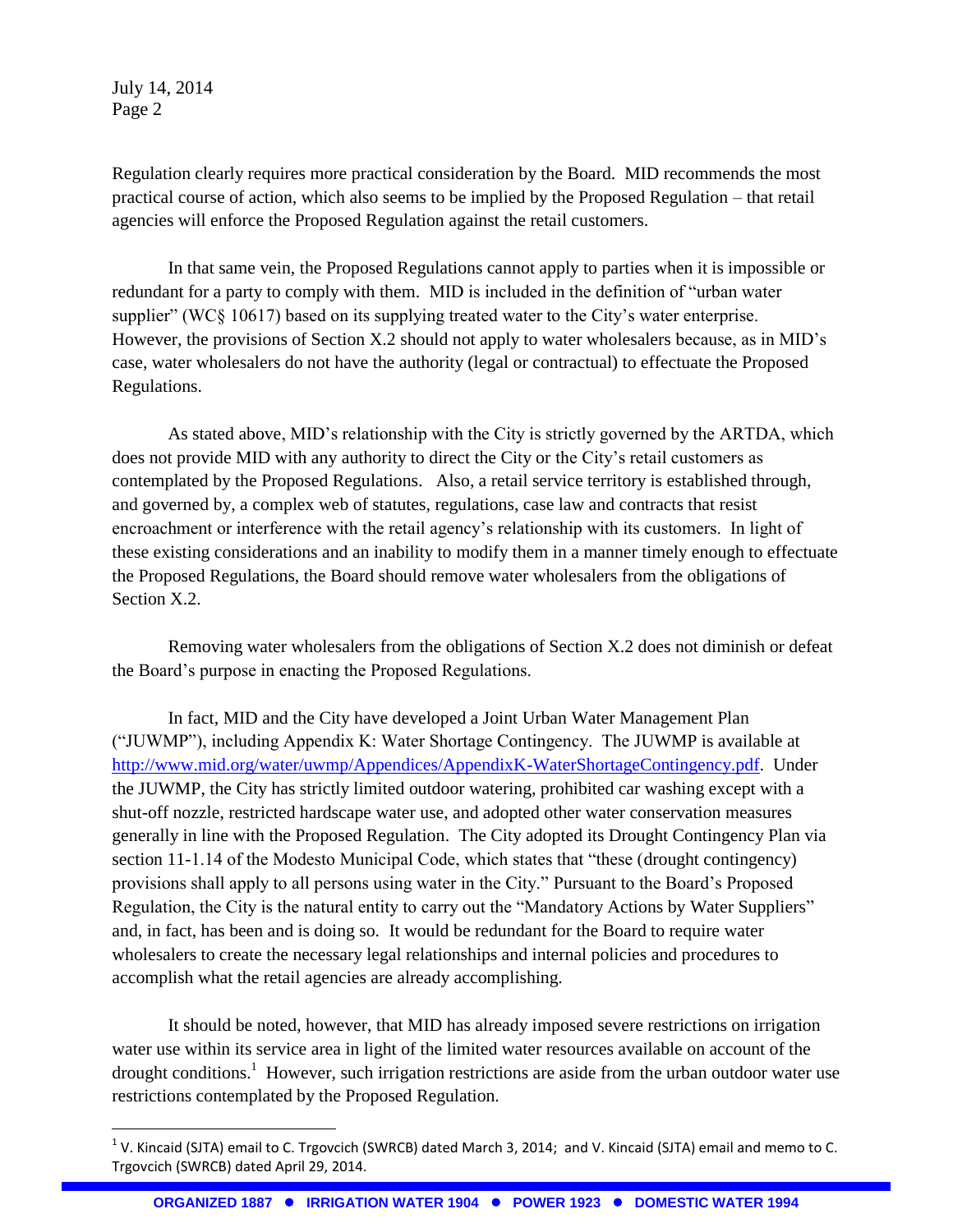Regulation clearly requires more practical consideration by the Board. MID recommends the most practical course of action, which also seems to be implied by the Proposed Regulation – that retail agencies will enforce the Proposed Regulation against the retail customers.

In that same vein, the Proposed Regulations cannot apply to parties when it is impossible or redundant for a party to comply with them. MID is included in the definition of "urban water supplier" (WC§ 10617) based on its supplying treated water to the City's water enterprise. However, the provisions of Section X.2 should not apply to water wholesalers because, as in MID's case, water wholesalers do not have the authority (legal or contractual) to effectuate the Proposed Regulations.

As stated above, MID's relationship with the City is strictly governed by the ARTDA, which does not provide MID with any authority to direct the City or the City's retail customers as contemplated by the Proposed Regulations. Also, a retail service territory is established through, and governed by, a complex web of statutes, regulations, case law and contracts that resist encroachment or interference with the retail agency's relationship with its customers. In light of these existing considerations and an inability to modify them in a manner timely enough to effectuate the Proposed Regulations, the Board should remove water wholesalers from the obligations of Section X.2.

Removing water wholesalers from the obligations of Section X.2 does not diminish or defeat the Board's purpose in enacting the Proposed Regulations.

In fact, MID and the City have developed a Joint Urban Water Management Plan ("JUWMP"), including Appendix K: Water Shortage Contingency. The JUWMP is available at http://www.mid.org/water/uwmp/Appendices/AppendixK-WaterShortageContingency.pdf. Under the JUWMP, the City has strictly limited outdoor watering, prohibited car washing except with a shut-off nozzle, restricted hardscape water use, and adopted other water conservation measures generally in line with the Proposed Regulation. The City adopted its Drought Contingency Plan via section 11-1.14 of the Modesto Municipal Code, which states that "these (drought contingency) provisions shall apply to all persons using water in the City." Pursuant to the Board's Proposed Regulation, the City is the natural entity to carry out the "Mandatory Actions by Water Suppliers" and, in fact, has been and is doing so. It would be redundant for the Board to require water wholesalers to create the necessary legal relationships and internal policies and procedures to accomplish what the retail agencies are already accomplishing.

It should be noted, however, that MID has already imposed severe restrictions on irrigation water use within its service area in light of the limited water resources available on account of the drought conditions.[1] However, such irrigation restrictions are aside from the urban outdoor water use restrictions contemplated by the Proposed Regulation.

[1] V. Kincaid (SJTA) email to C. Trgovcich (SWRCB) dated March 3, 2014; and V. Kincaid (SJTA) email and memo to C. Trgovcich (SWRCB) dated April 29, 2014.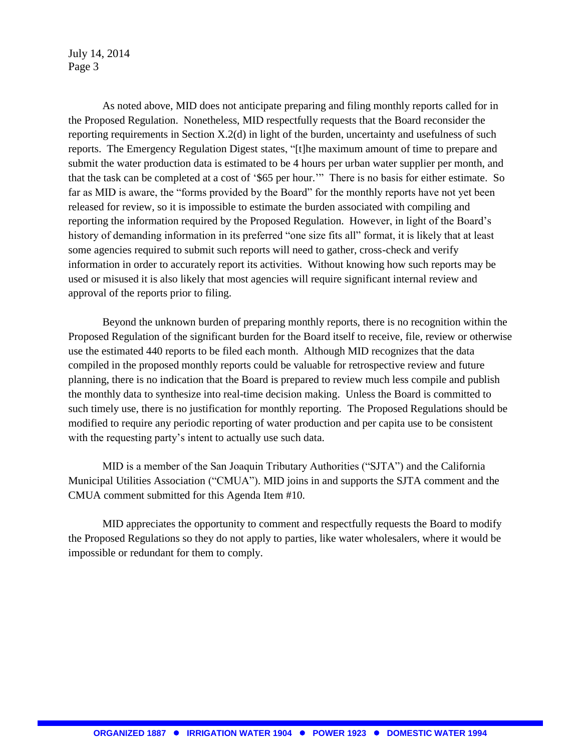As noted above, MID does not anticipate preparing and filing monthly reports called for in the Proposed Regulation. Nonetheless, MID respectfully requests that the Board reconsider the reporting requirements in Section X.2(d) in light of the burden, uncertainty and usefulness of such reports. The Emergency Regulation Digest states, "[t]he maximum amount of time to prepare and submit the water production data is estimated to be 4 hours per urban water supplier per month, and that the task can be completed at a cost of '$65 per hour.'" There is no basis for either estimate. So far as MID is aware, the "forms provided by the Board" for the monthly reports have not yet been released for review, so it is impossible to estimate the burden associated with compiling and reporting the information required by the Proposed Regulation. However, in light of the Board's history of demanding information in its preferred "one size fits all" format, it is likely that at least some agencies required to submit such reports will need to gather, cross-check and verify information in order to accurately report its activities. Without knowing how such reports may be used or misused it is also likely that most agencies will require significant internal review and approval of the reports prior to filing.

Beyond the unknown burden of preparing monthly reports, there is no recognition within the Proposed Regulation of the significant burden for the Board itself to receive, file, review or otherwise use the estimated 440 reports to be filed each month. Although MID recognizes that the data compiled in the proposed monthly reports could be valuable for retrospective review and future planning, there is no indication that the Board is prepared to review much less compile and publish the monthly data to synthesize into real-time decision making. Unless the Board is committed to such timely use, there is no justification for monthly reporting. The Proposed Regulations should be modified to require any periodic reporting of water production and per capita use to be consistent with the requesting party's intent to actually use such data.

MID is a member of the San Joaquin Tributary Authorities ("SJTA") and the California Municipal Utilities Association ("CMUA"). MID joins in and supports the SJTA comment and the CMUA comment submitted for this Agenda Item #10.

MID appreciates the opportunity to comment and respectfully requests the Board to modify the Proposed Regulations so they do not apply to parties, like water wholesalers, where it would be impossible or redundant for them to comply.